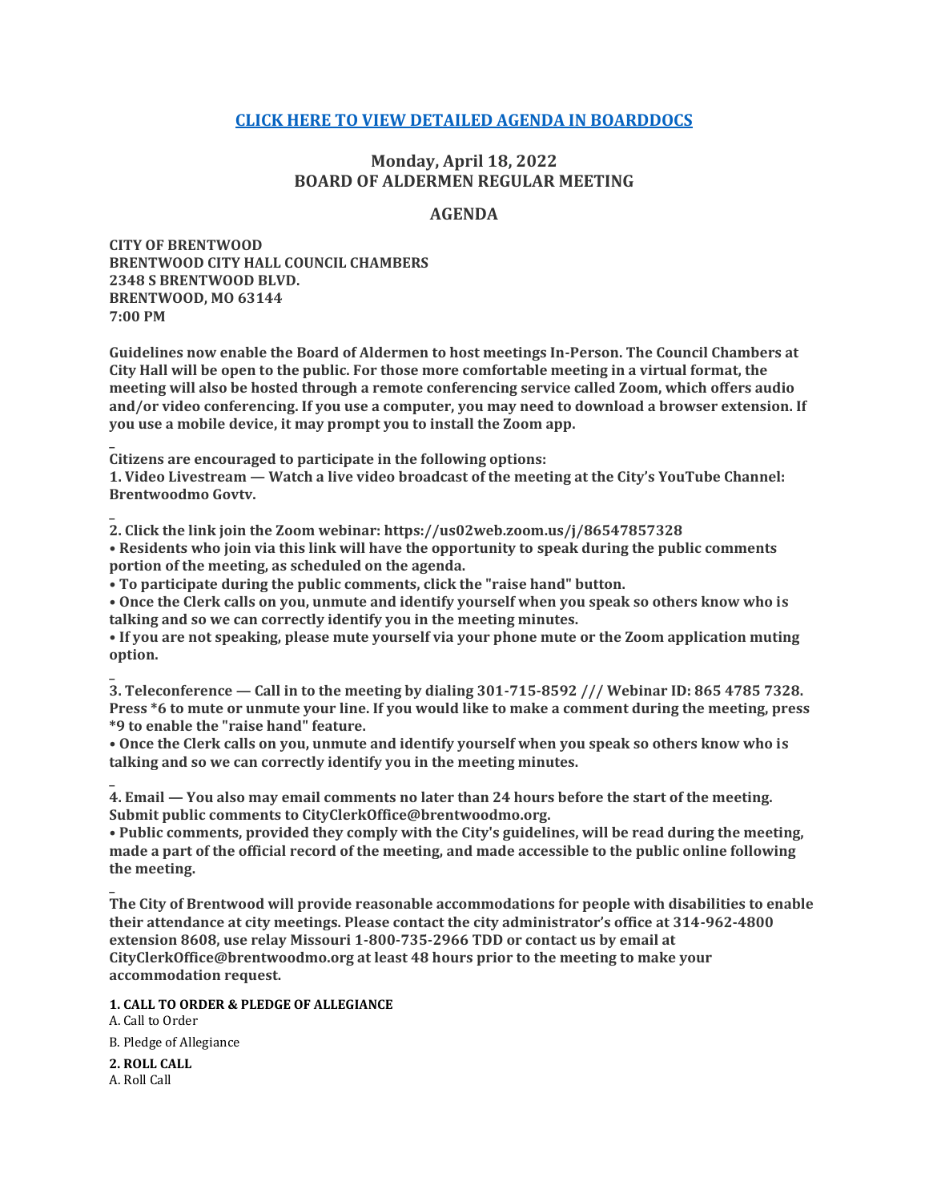**[CLICK HERE TO VIEW DETAILED AGENDA IN BOARDDOCS]**

## Monday, April 18, 2022
## BOARD OF ALDERMEN REGULAR MEETING

## AGENDA

**CITY OF BRENTWOOD**
**BRENTWOOD CITY HALL COUNCIL CHAMBERS**
**2348 S BRENTWOOD BLVD.**
**BRENTWOOD, MO 63144**
**7:00 PM**

**Guidelines now enable the Board of Aldermen to host meetings In-Person. The Council Chambers at City Hall will be open to the public. For those more comfortable meeting in a virtual format, the meeting will also be hosted through a remote conferencing service called Zoom, which offers audio and/or video conferencing. If you use a computer, you may need to download a browser extension. If you use a mobile device, it may prompt you to install the Zoom app.**

_

**Citizens are encouraged to participate in the following options:**

**1. Video Livestream — Watch a live video broadcast of the meeting at the City's YouTube Channel: Brentwoodmo Govtv.**

_

**2. Click the link join the Zoom webinar: https://us02web.zoom.us/j/86547857328**

**• Residents who join via this link will have the opportunity to speak during the public comments portion of the meeting, as scheduled on the agenda.**

**• To participate during the public comments, click the "raise hand" button.**

**• Once the Clerk calls on you, unmute and identify yourself when you speak so others know who is talking and so we can correctly identify you in the meeting minutes.**

**• If you are not speaking, please mute yourself via your phone mute or the Zoom application muting option.**

_

**3. Teleconference — Call in to the meeting by dialing 301-715-8592 /// Webinar ID: 865 4785 7328. Press *6 to mute or unmute your line. If you would like to make a comment during the meeting, press *9 to enable the "raise hand" feature.**

**• Once the Clerk calls on you, unmute and identify yourself when you speak so others know who is talking and so we can correctly identify you in the meeting minutes.**

_

**4. Email — You also may email comments no later than 24 hours before the start of the meeting. Submit public comments to CityClerkOffice@brentwoodmo.org.**

**• Public comments, provided they comply with the City's guidelines, will be read during the meeting, made a part of the official record of the meeting, and made accessible to the public online following the meeting.**

_

**The City of Brentwood will provide reasonable accommodations for people with disabilities to enable their attendance at city meetings. Please contact the city administrator's office at 314-962-4800 extension 8608, use relay Missouri 1-800-735-2966 TDD or contact us by email at CityClerkOffice@brentwoodmo.org at least 48 hours prior to the meeting to make your accommodation request.**

**1. CALL TO ORDER & PLEDGE OF ALLEGIANCE**

A. Call to Order

B. Pledge of Allegiance

**2. ROLL CALL**

A. Roll Call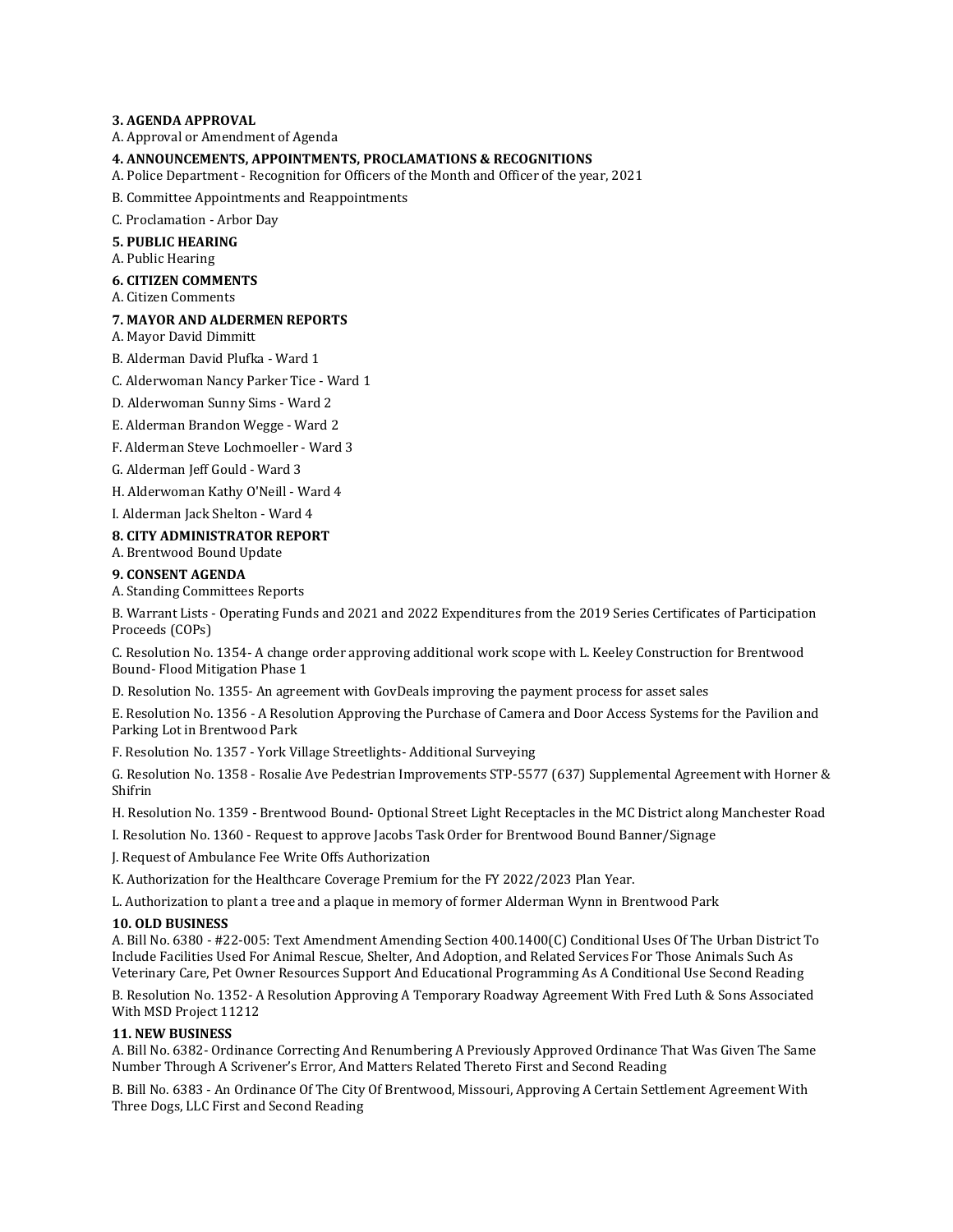**3. AGENDA APPROVAL**

A. Approval or Amendment of Agenda

**4. ANNOUNCEMENTS, APPOINTMENTS, PROCLAMATIONS & RECOGNITIONS**

A. Police Department - Recognition for Officers of the Month and Officer of the year, 2021

B. Committee Appointments and Reappointments

C. Proclamation - Arbor Day

**5. PUBLIC HEARING**

A. Public Hearing

**6. CITIZEN COMMENTS**

A. Citizen Comments

**7. MAYOR AND ALDERMEN REPORTS**

A. Mayor David Dimmitt

B. Alderman David Plufka - Ward 1

C. Alderwoman Nancy Parker Tice - Ward 1

D. Alderwoman Sunny Sims - Ward 2

E. Alderman Brandon Wegge - Ward 2

F. Alderman Steve Lochmoeller - Ward 3

G. Alderman Jeff Gould - Ward 3

H. Alderwoman Kathy O'Neill - Ward 4

I. Alderman Jack Shelton - Ward 4

**8. CITY ADMINISTRATOR REPORT**

A. Brentwood Bound Update

**9. CONSENT AGENDA**

A. Standing Committees Reports

B. Warrant Lists - Operating Funds and 2021 and 2022 Expenditures from the 2019 Series Certificates of Participation Proceeds (COPs)

C. Resolution No. 1354- A change order approving additional work scope with L. Keeley Construction for Brentwood Bound- Flood Mitigation Phase 1

D. Resolution No. 1355- An agreement with GovDeals improving the payment process for asset sales

E. Resolution No. 1356 - A Resolution Approving the Purchase of Camera and Door Access Systems for the Pavilion and Parking Lot in Brentwood Park

F. Resolution No. 1357 - York Village Streetlights- Additional Surveying

G. Resolution No. 1358 - Rosalie Ave Pedestrian Improvements STP-5577 (637) Supplemental Agreement with Horner & Shifrin

H. Resolution No. 1359 - Brentwood Bound- Optional Street Light Receptacles in the MC District along Manchester Road

I. Resolution No. 1360 - Request to approve Jacobs Task Order for Brentwood Bound Banner/Signage

J. Request of Ambulance Fee Write Offs Authorization

K. Authorization for the Healthcare Coverage Premium for the FY 2022/2023 Plan Year.

L. Authorization to plant a tree and a plaque in memory of former Alderman Wynn in Brentwood Park

**10. OLD BUSINESS**

A. Bill No. 6380 - #22-005: Text Amendment Amending Section 400.1400(C) Conditional Uses Of The Urban District To Include Facilities Used For Animal Rescue, Shelter, And Adoption, and Related Services For Those Animals Such As Veterinary Care, Pet Owner Resources Support And Educational Programming As A Conditional Use Second Reading

B. Resolution No. 1352- A Resolution Approving A Temporary Roadway Agreement With Fred Luth & Sons Associated With MSD Project 11212

**11. NEW BUSINESS**

A. Bill No. 6382- Ordinance Correcting And Renumbering A Previously Approved Ordinance That Was Given The Same Number Through A Scrivener's Error, And Matters Related Thereto First and Second Reading

B. Bill No. 6383 - An Ordinance Of The City Of Brentwood, Missouri, Approving A Certain Settlement Agreement With Three Dogs, LLC First and Second Reading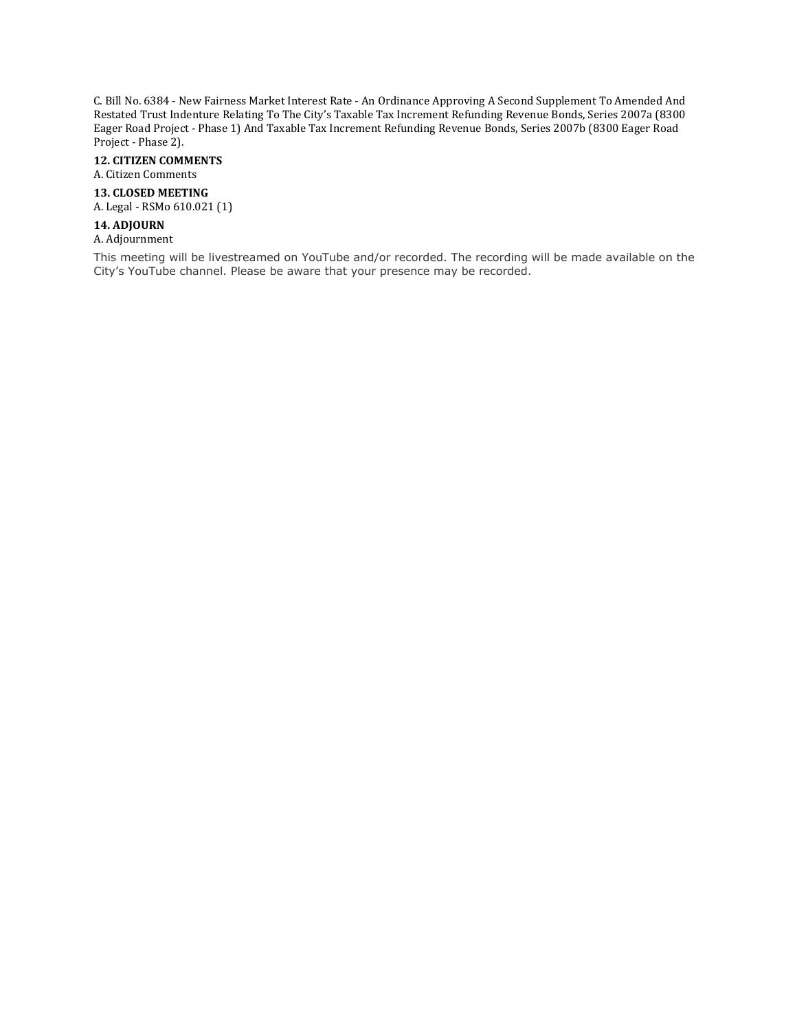C. Bill No. 6384 - New Fairness Market Interest Rate - An Ordinance Approving A Second Supplement To Amended And Restated Trust Indenture Relating To The City's Taxable Tax Increment Refunding Revenue Bonds, Series 2007a (8300 Eager Road Project - Phase 1) And Taxable Tax Increment Refunding Revenue Bonds, Series 2007b (8300 Eager Road Project - Phase 2).

**12. CITIZEN COMMENTS**

A. Citizen Comments

**13. CLOSED MEETING**

A. Legal - RSMo 610.021 (1)

**14. ADJOURN**

A. Adjournment

This meeting will be livestreamed on YouTube and/or recorded. The recording will be made available on the City's YouTube channel. Please be aware that your presence may be recorded.